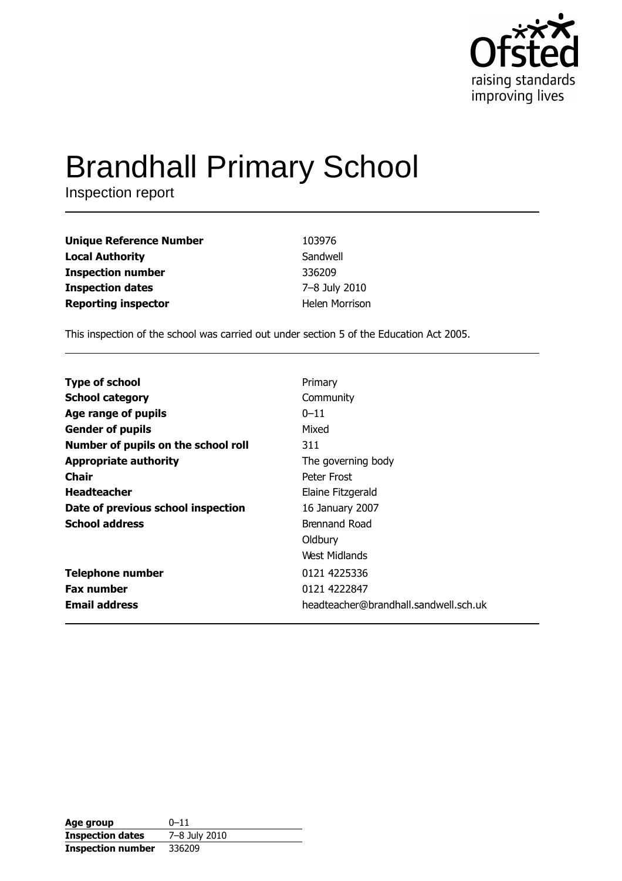Ofsted
raising standards
improving lives

# Brandhall Primary School

Inspection report

| | |
|---|---|
| **Unique Reference Number** | 103976 |
| **Local Authority** | Sandwell |
| **Inspection number** | 336209 |
| **Inspection dates** | 7–8 July 2010 |
| **Reporting inspector** | Helen Morrison |

This inspection of the school was carried out under section 5 of the Education Act 2005.

| | |
|---|---|
| **Type of school** | Primary |
| **School category** | Community |
| **Age range of pupils** | 0–11 |
| **Gender of pupils** | Mixed |
| **Number of pupils on the school roll** | 311 |
| **Appropriate authority** | The governing body |
| **Chair** | Peter Frost |
| **Headteacher** | Elaine Fitzgerald |
| **Date of previous school inspection** | 16 January 2007 |
| **School address** | Brennand Road<br>Oldbury<br>West Midlands |
| **Telephone number** | 0121 4225336 |
| **Fax number** | 0121 4222847 |
| **Email address** | headteacher@brandhall.sandwell.sch.uk |

| | |
|---|---|
| **Age group** | 0–11 |
| **Inspection dates** | 7–8 July 2010 |
| **Inspection number** | 336209 |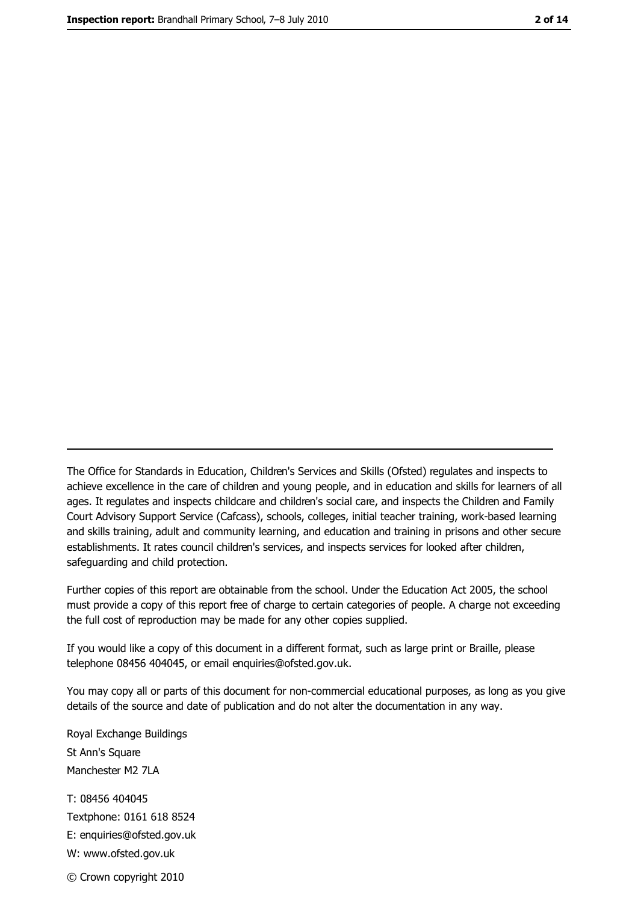---

The Office for Standards in Education, Children's Services and Skills (Ofsted) regulates and inspects to achieve excellence in the care of children and young people, and in education and skills for learners of all ages. It regulates and inspects childcare and children's social care, and inspects the Children and Family Court Advisory Support Service (Cafcass), schools, colleges, initial teacher training, work-based learning and skills training, adult and community learning, and education and training in prisons and other secure establishments. It rates council children's services, and inspects services for looked after children, safeguarding and child protection.

Further copies of this report are obtainable from the school. Under the Education Act 2005, the school must provide a copy of this report free of charge to certain categories of people. A charge not exceeding the full cost of reproduction may be made for any other copies supplied.

If you would like a copy of this document in a different format, such as large print or Braille, please telephone 08456 404045, or email enquiries@ofsted.gov.uk.

You may copy all or parts of this document for non-commercial educational purposes, as long as you give details of the source and date of publication and do not alter the documentation in any way.

Royal Exchange Buildings
St Ann's Square
Manchester M2 7LA

T: 08456 404045
Textphone: 0161 618 8524
E: enquiries@ofsted.gov.uk
W: www.ofsted.gov.uk

© Crown copyright 2010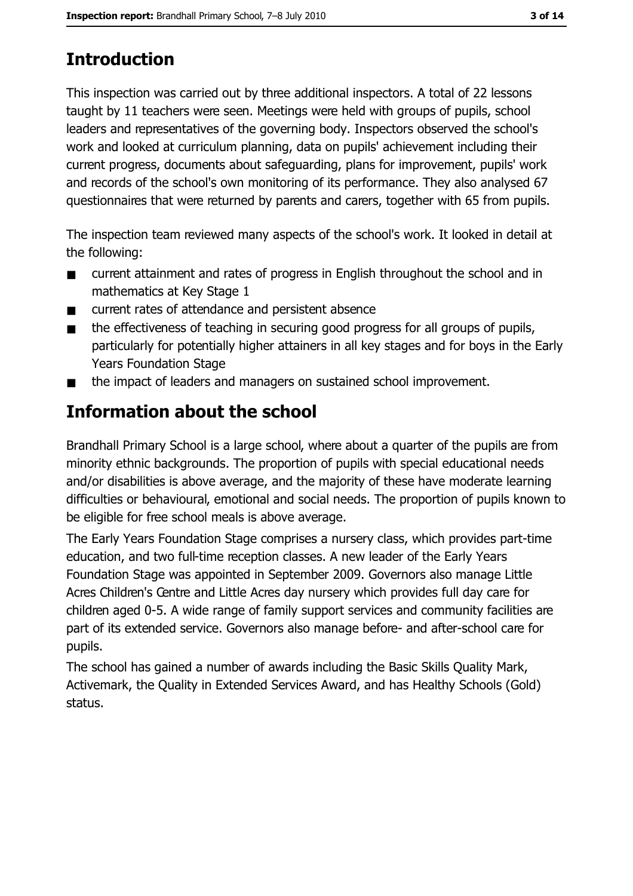## Introduction

This inspection was carried out by three additional inspectors. A total of 22 lessons taught by 11 teachers were seen. Meetings were held with groups of pupils, school leaders and representatives of the governing body. Inspectors observed the school's work and looked at curriculum planning, data on pupils' achievement including their current progress, documents about safeguarding, plans for improvement, pupils' work and records of the school's own monitoring of its performance. They also analysed 67 questionnaires that were returned by parents and carers, together with 65 from pupils.

The inspection team reviewed many aspects of the school's work. It looked in detail at the following:

- current attainment and rates of progress in English throughout the school and in mathematics at Key Stage 1
- current rates of attendance and persistent absence
- the effectiveness of teaching in securing good progress for all groups of pupils, particularly for potentially higher attainers in all key stages and for boys in the Early Years Foundation Stage
- the impact of leaders and managers on sustained school improvement.

## Information about the school

Brandhall Primary School is a large school, where about a quarter of the pupils are from minority ethnic backgrounds. The proportion of pupils with special educational needs and/or disabilities is above average, and the majority of these have moderate learning difficulties or behavioural, emotional and social needs. The proportion of pupils known to be eligible for free school meals is above average.

The Early Years Foundation Stage comprises a nursery class, which provides part-time education, and two full-time reception classes. A new leader of the Early Years Foundation Stage was appointed in September 2009. Governors also manage Little Acres Children's Centre and Little Acres day nursery which provides full day care for children aged 0-5. A wide range of family support services and community facilities are part of its extended service. Governors also manage before- and after-school care for pupils.

The school has gained a number of awards including the Basic Skills Quality Mark, Activemark, the Quality in Extended Services Award, and has Healthy Schools (Gold) status.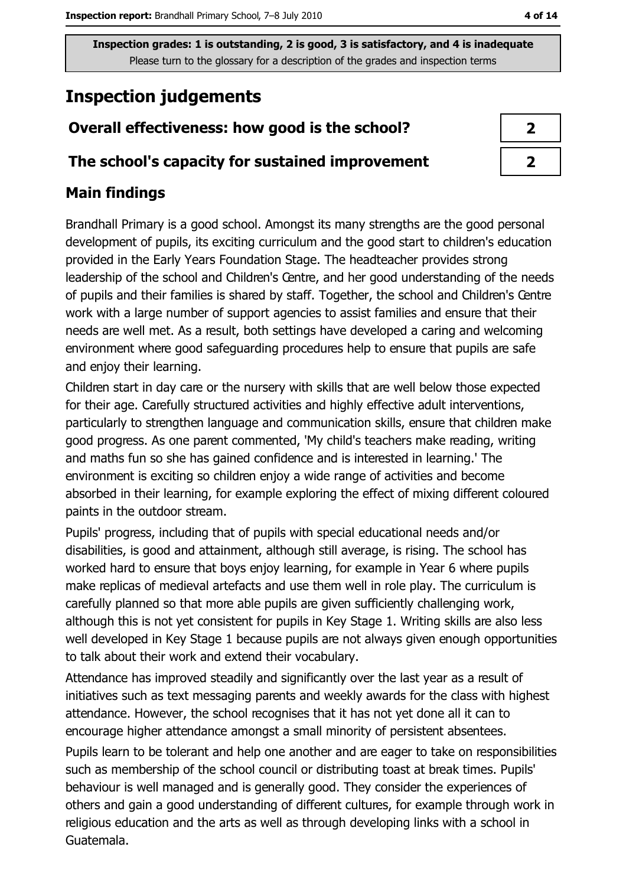**Inspection grades: 1 is outstanding, 2 is good, 3 is satisfactory, and 4 is inadequate**
Please turn to the glossary for a description of the grades and inspection terms

# Inspection judgements

| Overall effectiveness: how good is the school? | 2 |
|---|---|
| The school's capacity for sustained improvement | 2 |

## Main findings

Brandhall Primary is a good school. Amongst its many strengths are the good personal development of pupils, its exciting curriculum and the good start to children's education provided in the Early Years Foundation Stage. The headteacher provides strong leadership of the school and Children's Centre, and her good understanding of the needs of pupils and their families is shared by staff. Together, the school and Children's Centre work with a large number of support agencies to assist families and ensure that their needs are well met. As a result, both settings have developed a caring and welcoming environment where good safeguarding procedures help to ensure that pupils are safe and enjoy their learning.

Children start in day care or the nursery with skills that are well below those expected for their age. Carefully structured activities and highly effective adult interventions, particularly to strengthen language and communication skills, ensure that children make good progress. As one parent commented, 'My child's teachers make reading, writing and maths fun so she has gained confidence and is interested in learning.' The environment is exciting so children enjoy a wide range of activities and become absorbed in their learning, for example exploring the effect of mixing different coloured paints in the outdoor stream.

Pupils' progress, including that of pupils with special educational needs and/or disabilities, is good and attainment, although still average, is rising. The school has worked hard to ensure that boys enjoy learning, for example in Year 6 where pupils make replicas of medieval artefacts and use them well in role play. The curriculum is carefully planned so that more able pupils are given sufficiently challenging work, although this is not yet consistent for pupils in Key Stage 1. Writing skills are also less well developed in Key Stage 1 because pupils are not always given enough opportunities to talk about their work and extend their vocabulary.

Attendance has improved steadily and significantly over the last year as a result of initiatives such as text messaging parents and weekly awards for the class with highest attendance. However, the school recognises that it has not yet done all it can to encourage higher attendance amongst a small minority of persistent absentees.

Pupils learn to be tolerant and help one another and are eager to take on responsibilities such as membership of the school council or distributing toast at break times. Pupils' behaviour is well managed and is generally good. They consider the experiences of others and gain a good understanding of different cultures, for example through work in religious education and the arts as well as through developing links with a school in Guatemala.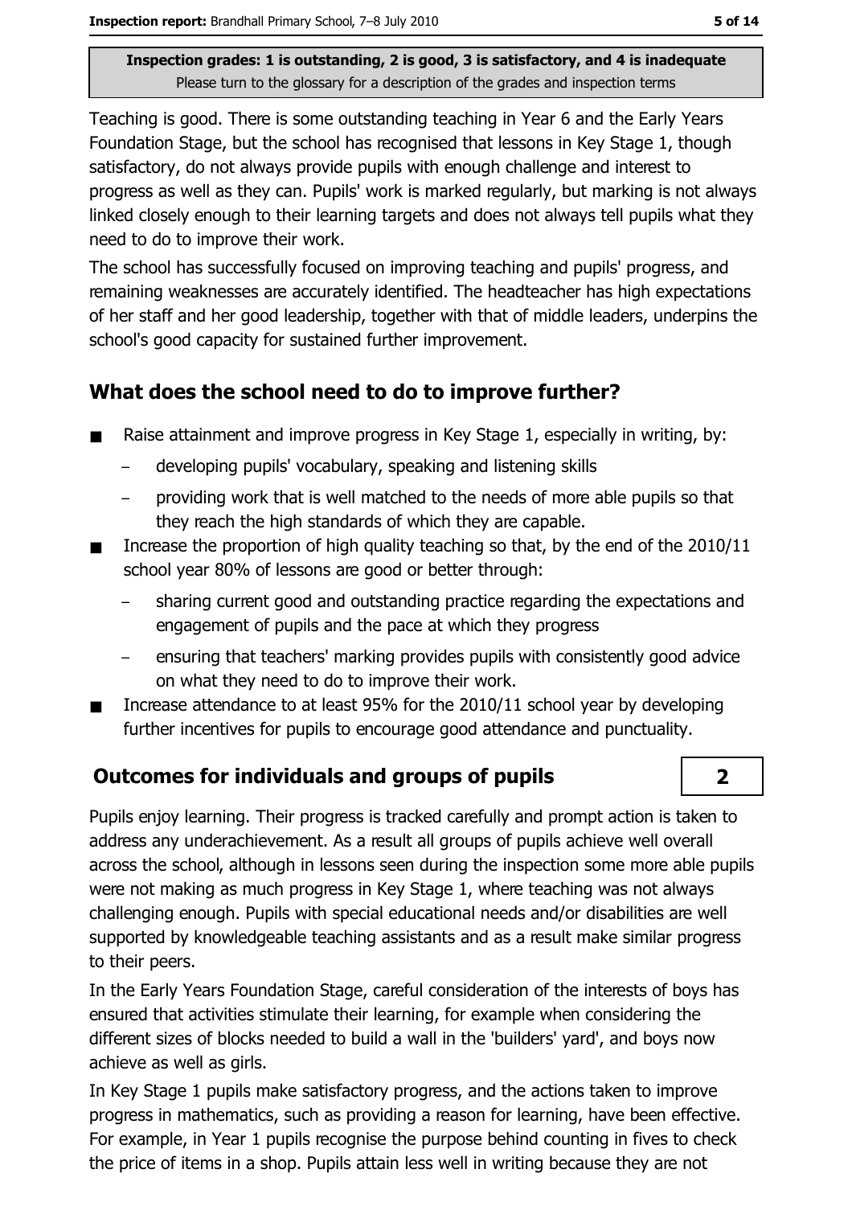**Inspection grades: 1 is outstanding, 2 is good, 3 is satisfactory, and 4 is inadequate**
Please turn to the glossary for a description of the grades and inspection terms

Teaching is good. There is some outstanding teaching in Year 6 and the Early Years Foundation Stage, but the school has recognised that lessons in Key Stage 1, though satisfactory, do not always provide pupils with enough challenge and interest to progress as well as they can. Pupils' work is marked regularly, but marking is not always linked closely enough to their learning targets and does not always tell pupils what they need to do to improve their work.

The school has successfully focused on improving teaching and pupils' progress, and remaining weaknesses are accurately identified. The headteacher has high expectations of her staff and her good leadership, together with that of middle leaders, underpins the school's good capacity for sustained further improvement.

## What does the school need to do to improve further?

- Raise attainment and improve progress in Key Stage 1, especially in writing, by:
  - developing pupils' vocabulary, speaking and listening skills
  - providing work that is well matched to the needs of more able pupils so that they reach the high standards of which they are capable.
- Increase the proportion of high quality teaching so that, by the end of the 2010/11 school year 80% of lessons are good or better through:
  - sharing current good and outstanding practice regarding the expectations and engagement of pupils and the pace at which they progress
  - ensuring that teachers' marking provides pupils with consistently good advice on what they need to do to improve their work.
- Increase attendance to at least 95% for the 2010/11 school year by developing further incentives for pupils to encourage good attendance and punctuality.

## Outcomes for individuals and groups of pupils — 2

Pupils enjoy learning. Their progress is tracked carefully and prompt action is taken to address any underachievement. As a result all groups of pupils achieve well overall across the school, although in lessons seen during the inspection some more able pupils were not making as much progress in Key Stage 1, where teaching was not always challenging enough. Pupils with special educational needs and/or disabilities are well supported by knowledgeable teaching assistants and as a result make similar progress to their peers.

In the Early Years Foundation Stage, careful consideration of the interests of boys has ensured that activities stimulate their learning, for example when considering the different sizes of blocks needed to build a wall in the 'builders' yard', and boys now achieve as well as girls.

In Key Stage 1 pupils make satisfactory progress, and the actions taken to improve progress in mathematics, such as providing a reason for learning, have been effective. For example, in Year 1 pupils recognise the purpose behind counting in fives to check the price of items in a shop. Pupils attain less well in writing because they are not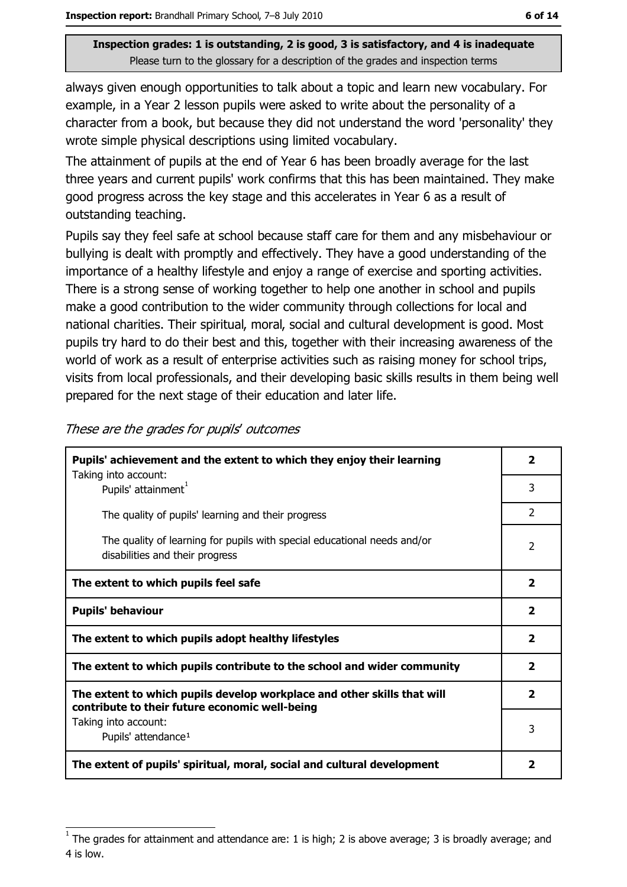**Inspection grades: 1 is outstanding, 2 is good, 3 is satisfactory, and 4 is inadequate**
Please turn to the glossary for a description of the grades and inspection terms

always given enough opportunities to talk about a topic and learn new vocabulary. For example, in a Year 2 lesson pupils were asked to write about the personality of a character from a book, but because they did not understand the word 'personality' they wrote simple physical descriptions using limited vocabulary.

The attainment of pupils at the end of Year 6 has been broadly average for the last three years and current pupils' work confirms that this has been maintained. They make good progress across the key stage and this accelerates in Year 6 as a result of outstanding teaching.

Pupils say they feel safe at school because staff care for them and any misbehaviour or bullying is dealt with promptly and effectively. They have a good understanding of the importance of a healthy lifestyle and enjoy a range of exercise and sporting activities. There is a strong sense of working together to help one another in school and pupils make a good contribution to the wider community through collections for local and national charities. Their spiritual, moral, social and cultural development is good. Most pupils try hard to do their best and this, together with their increasing awareness of the world of work as a result of enterprise activities such as raising money for school trips, visits from local professionals, and their developing basic skills results in them being well prepared for the next stage of their education and later life.

*These are the grades for pupils' outcomes*

| | |
|---|---|
| **Pupils' achievement and the extent to which they enjoy their learning** | **2** |
| Taking into account: Pupils' attainment[1] | 3 |
| The quality of pupils' learning and their progress | 2 |
| The quality of learning for pupils with special educational needs and/or disabilities and their progress | 2 |
| **The extent to which pupils feel safe** | **2** |
| **Pupils' behaviour** | **2** |
| **The extent to which pupils adopt healthy lifestyles** | **2** |
| **The extent to which pupils contribute to the school and wider community** | **2** |
| **The extent to which pupils develop workplace and other skills that will contribute to their future economic well-being** | **2** |
| Taking into account: Pupils' attendance[1] | 3 |
| **The extent of pupils' spiritual, moral, social and cultural development** | **2** |

[1] The grades for attainment and attendance are: 1 is high; 2 is above average; 3 is broadly average; and 4 is low.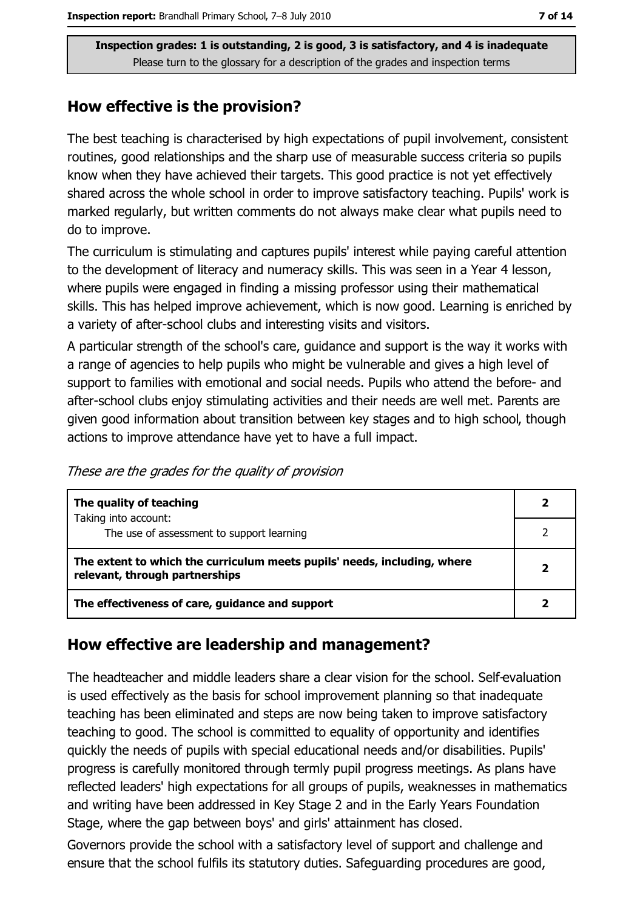**Inspection grades: 1 is outstanding, 2 is good, 3 is satisfactory, and 4 is inadequate**
Please turn to the glossary for a description of the grades and inspection terms

## How effective is the provision?

The best teaching is characterised by high expectations of pupil involvement, consistent routines, good relationships and the sharp use of measurable success criteria so pupils know when they have achieved their targets. This good practice is not yet effectively shared across the whole school in order to improve satisfactory teaching. Pupils' work is marked regularly, but written comments do not always make clear what pupils need to do to improve.

The curriculum is stimulating and captures pupils' interest while paying careful attention to the development of literacy and numeracy skills. This was seen in a Year 4 lesson, where pupils were engaged in finding a missing professor using their mathematical skills. This has helped improve achievement, which is now good. Learning is enriched by a variety of after-school clubs and interesting visits and visitors.

A particular strength of the school's care, guidance and support is the way it works with a range of agencies to help pupils who might be vulnerable and gives a high level of support to families with emotional and social needs. Pupils who attend the before- and after-school clubs enjoy stimulating activities and their needs are well met. Parents are given good information about transition between key stages and to high school, though actions to improve attendance have yet to have a full impact.

*These are the grades for the quality of provision*

| | |
|---|---|
| **The quality of teaching**<br>Taking into account: | **2** |
| The use of assessment to support learning | 2 |
| **The extent to which the curriculum meets pupils' needs, including, where relevant, through partnerships** | **2** |
| **The effectiveness of care, guidance and support** | **2** |

## How effective are leadership and management?

The headteacher and middle leaders share a clear vision for the school. Self-evaluation is used effectively as the basis for school improvement planning so that inadequate teaching has been eliminated and steps are now being taken to improve satisfactory teaching to good. The school is committed to equality of opportunity and identifies quickly the needs of pupils with special educational needs and/or disabilities. Pupils' progress is carefully monitored through termly pupil progress meetings. As plans have reflected leaders' high expectations for all groups of pupils, weaknesses in mathematics and writing have been addressed in Key Stage 2 and in the Early Years Foundation Stage, where the gap between boys' and girls' attainment has closed.

Governors provide the school with a satisfactory level of support and challenge and ensure that the school fulfils its statutory duties. Safeguarding procedures are good,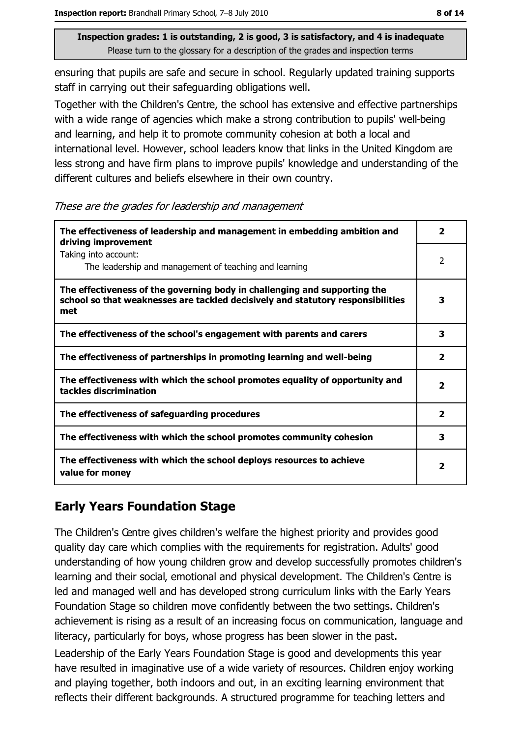**Inspection grades: 1 is outstanding, 2 is good, 3 is satisfactory, and 4 is inadequate**
Please turn to the glossary for a description of the grades and inspection terms

ensuring that pupils are safe and secure in school. Regularly updated training supports staff in carrying out their safeguarding obligations well.

Together with the Children's Centre, the school has extensive and effective partnerships with a wide range of agencies which make a strong contribution to pupils' well-being and learning, and help it to promote community cohesion at both a local and international level. However, school leaders know that links in the United Kingdom are less strong and have firm plans to improve pupils' knowledge and understanding of the different cultures and beliefs elsewhere in their own country.

*These are the grades for leadership and management*

| | |
|---|---|
| **The effectiveness of leadership and management in embedding ambition and driving improvement** | **2** |
| Taking into account: The leadership and management of teaching and learning | 2 |
| **The effectiveness of the governing body in challenging and supporting the school so that weaknesses are tackled decisively and statutory responsibilities met** | **3** |
| **The effectiveness of the school's engagement with parents and carers** | **3** |
| **The effectiveness of partnerships in promoting learning and well-being** | **2** |
| **The effectiveness with which the school promotes equality of opportunity and tackles discrimination** | **2** |
| **The effectiveness of safeguarding procedures** | **2** |
| **The effectiveness with which the school promotes community cohesion** | **3** |
| **The effectiveness with which the school deploys resources to achieve value for money** | **2** |

## Early Years Foundation Stage

The Children's Centre gives children's welfare the highest priority and provides good quality day care which complies with the requirements for registration. Adults' good understanding of how young children grow and develop successfully promotes children's learning and their social, emotional and physical development. The Children's Centre is led and managed well and has developed strong curriculum links with the Early Years Foundation Stage so children move confidently between the two settings. Children's achievement is rising as a result of an increasing focus on communication, language and literacy, particularly for boys, whose progress has been slower in the past.

Leadership of the Early Years Foundation Stage is good and developments this year have resulted in imaginative use of a wide variety of resources. Children enjoy working and playing together, both indoors and out, in an exciting learning environment that reflects their different backgrounds. A structured programme for teaching letters and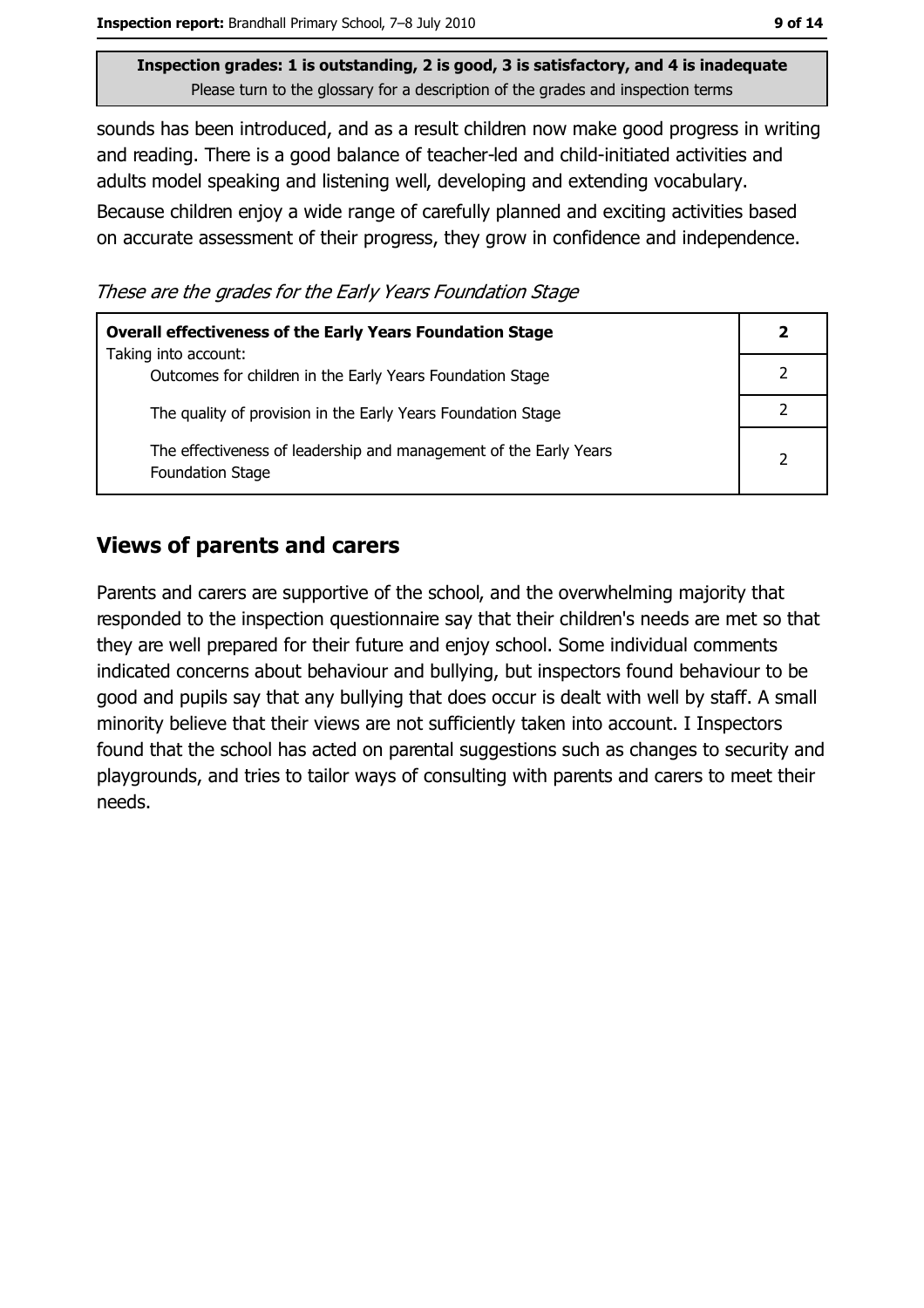Inspection grades: 1 is outstanding, 2 is good, 3 is satisfactory, and 4 is inadequate
Please turn to the glossary for a description of the grades and inspection terms

sounds has been introduced, and as a result children now make good progress in writing and reading. There is a good balance of teacher-led and child-initiated activities and adults model speaking and listening well, developing and extending vocabulary.

Because children enjoy a wide range of carefully planned and exciting activities based on accurate assessment of their progress, they grow in confidence and independence.

*These are the grades for the Early Years Foundation Stage*

| **Overall effectiveness of the Early Years Foundation Stage** Taking into account: | **2** |
|---|---|
| Outcomes for children in the Early Years Foundation Stage | 2 |
| The quality of provision in the Early Years Foundation Stage | 2 |
| The effectiveness of leadership and management of the Early Years Foundation Stage | 2 |

## Views of parents and carers

Parents and carers are supportive of the school, and the overwhelming majority that responded to the inspection questionnaire say that their children's needs are met so that they are well prepared for their future and enjoy school. Some individual comments indicated concerns about behaviour and bullying, but inspectors found behaviour to be good and pupils say that any bullying that does occur is dealt with well by staff. A small minority believe that their views are not sufficiently taken into account. I Inspectors found that the school has acted on parental suggestions such as changes to security and playgrounds, and tries to tailor ways of consulting with parents and carers to meet their needs.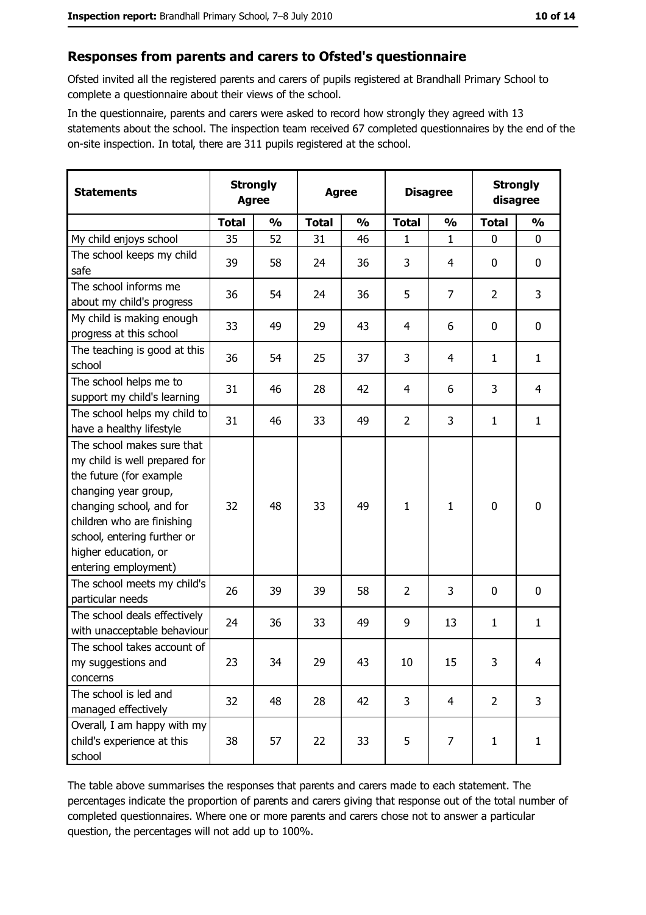## Responses from parents and carers to Ofsted's questionnaire

Ofsted invited all the registered parents and carers of pupils registered at Brandhall Primary School to complete a questionnaire about their views of the school.

In the questionnaire, parents and carers were asked to record how strongly they agreed with 13 statements about the school. The inspection team received 67 completed questionnaires by the end of the on-site inspection. In total, there are 311 pupils registered at the school.

| Statements | Strongly Agree | | Agree | | Disagree | | Strongly disagree | |
|---|---|---|---|---|---|---|---|---|
| | Total | % | Total | % | Total | % | Total | % |
| My child enjoys school | 35 | 52 | 31 | 46 | 1 | 1 | 0 | 0 |
| The school keeps my child safe | 39 | 58 | 24 | 36 | 3 | 4 | 0 | 0 |
| The school informs me about my child's progress | 36 | 54 | 24 | 36 | 5 | 7 | 2 | 3 |
| My child is making enough progress at this school | 33 | 49 | 29 | 43 | 4 | 6 | 0 | 0 |
| The teaching is good at this school | 36 | 54 | 25 | 37 | 3 | 4 | 1 | 1 |
| The school helps me to support my child's learning | 31 | 46 | 28 | 42 | 4 | 6 | 3 | 4 |
| The school helps my child to have a healthy lifestyle | 31 | 46 | 33 | 49 | 2 | 3 | 1 | 1 |
| The school makes sure that my child is well prepared for the future (for example changing year group, changing school, and for children who are finishing school, entering further or higher education, or entering employment) | 32 | 48 | 33 | 49 | 1 | 1 | 0 | 0 |
| The school meets my child's particular needs | 26 | 39 | 39 | 58 | 2 | 3 | 0 | 0 |
| The school deals effectively with unacceptable behaviour | 24 | 36 | 33 | 49 | 9 | 13 | 1 | 1 |
| The school takes account of my suggestions and concerns | 23 | 34 | 29 | 43 | 10 | 15 | 3 | 4 |
| The school is led and managed effectively | 32 | 48 | 28 | 42 | 3 | 4 | 2 | 3 |
| Overall, I am happy with my child's experience at this school | 38 | 57 | 22 | 33 | 5 | 7 | 1 | 1 |

The table above summarises the responses that parents and carers made to each statement. The percentages indicate the proportion of parents and carers giving that response out of the total number of completed questionnaires. Where one or more parents and carers chose not to answer a particular question, the percentages will not add up to 100%.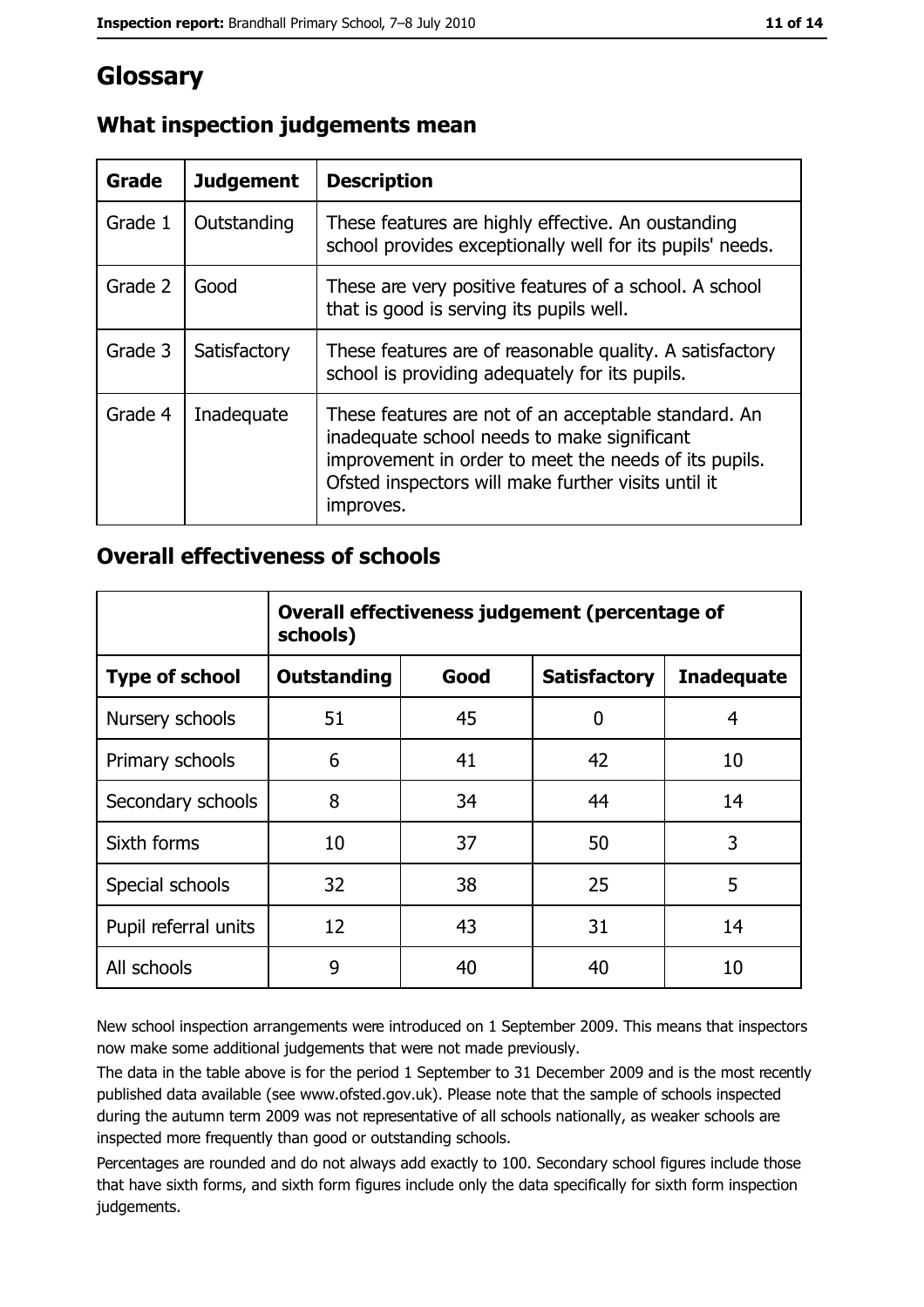# Glossary

## What inspection judgements mean

| Grade | Judgement | Description |
| --- | --- | --- |
| Grade 1 | Outstanding | These features are highly effective. An oustanding school provides exceptionally well for its pupils' needs. |
| Grade 2 | Good | These are very positive features of a school. A school that is good is serving its pupils well. |
| Grade 3 | Satisfactory | These features are of reasonable quality. A satisfactory school is providing adequately for its pupils. |
| Grade 4 | Inadequate | These features are not of an acceptable standard. An inadequate school needs to make significant improvement in order to meet the needs of its pupils. Ofsted inspectors will make further visits until it improves. |

## Overall effectiveness of schools

| | Overall effectiveness judgement (percentage of schools) | | | |
| --- | --- | --- | --- | --- |
| **Type of school** | **Outstanding** | **Good** | **Satisfactory** | **Inadequate** |
| Nursery schools | 51 | 45 | 0 | 4 |
| Primary schools | 6 | 41 | 42 | 10 |
| Secondary schools | 8 | 34 | 44 | 14 |
| Sixth forms | 10 | 37 | 50 | 3 |
| Special schools | 32 | 38 | 25 | 5 |
| Pupil referral units | 12 | 43 | 31 | 14 |
| All schools | 9 | 40 | 40 | 10 |

New school inspection arrangements were introduced on 1 September 2009. This means that inspectors now make some additional judgements that were not made previously.

The data in the table above is for the period 1 September to 31 December 2009 and is the most recently published data available (see www.ofsted.gov.uk). Please note that the sample of schools inspected during the autumn term 2009 was not representative of all schools nationally, as weaker schools are inspected more frequently than good or outstanding schools.

Percentages are rounded and do not always add exactly to 100. Secondary school figures include those that have sixth forms, and sixth form figures include only the data specifically for sixth form inspection judgements.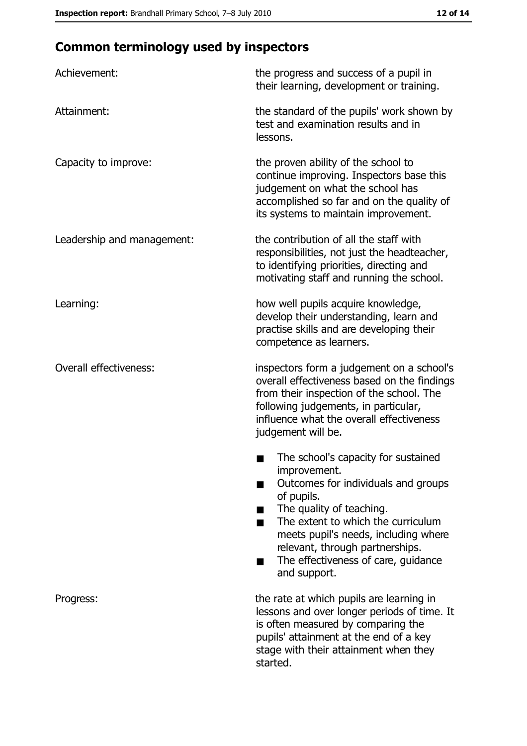## Common terminology used by inspectors

| | |
|---|---|
| Achievement: | the progress and success of a pupil in their learning, development or training. |
| Attainment: | the standard of the pupils' work shown by test and examination results and in lessons. |
| Capacity to improve: | the proven ability of the school to continue improving. Inspectors base this judgement on what the school has accomplished so far and on the quality of its systems to maintain improvement. |
| Leadership and management: | the contribution of all the staff with responsibilities, not just the headteacher, to identifying priorities, directing and motivating staff and running the school. |
| Learning: | how well pupils acquire knowledge, develop their understanding, learn and practise skills and are developing their competence as learners. |
| Overall effectiveness: | inspectors form a judgement on a school's overall effectiveness based on the findings from their inspection of the school. The following judgements, in particular, influence what the overall effectiveness judgement will be.<br>■ The school's capacity for sustained improvement.<br>■ Outcomes for individuals and groups of pupils.<br>■ The quality of teaching.<br>■ The extent to which the curriculum meets pupil's needs, including where relevant, through partnerships.<br>■ The effectiveness of care, guidance and support. |
| Progress: | the rate at which pupils are learning in lessons and over longer periods of time. It is often measured by comparing the pupils' attainment at the end of a key stage with their attainment when they started. |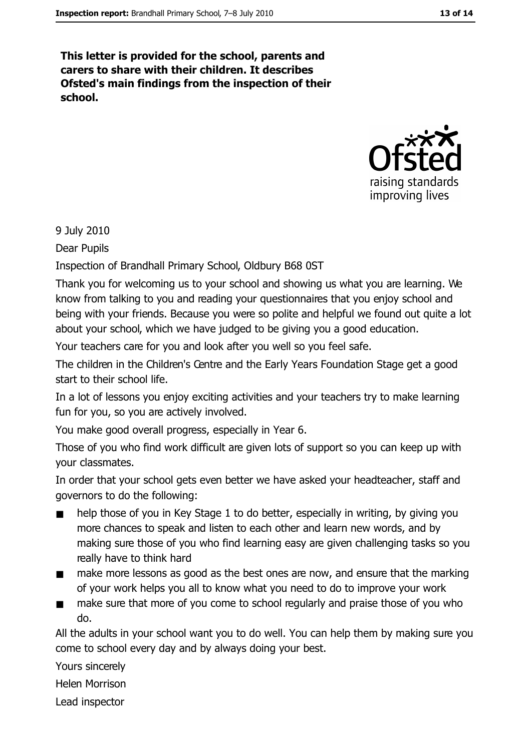**This letter is provided for the school, parents and carers to share with their children. It describes Ofsted's main findings from the inspection of their school.**

9 July 2010

Dear Pupils

Inspection of Brandhall Primary School, Oldbury B68 0ST

Thank you for welcoming us to your school and showing us what you are learning. We know from talking to you and reading your questionnaires that you enjoy school and being with your friends. Because you were so polite and helpful we found out quite a lot about your school, which we have judged to be giving you a good education.

Your teachers care for you and look after you well so you feel safe.

The children in the Children's Centre and the Early Years Foundation Stage get a good start to their school life.

In a lot of lessons you enjoy exciting activities and your teachers try to make learning fun for you, so you are actively involved.

You make good overall progress, especially in Year 6.

Those of you who find work difficult are given lots of support so you can keep up with your classmates.

In order that your school gets even better we have asked your headteacher, staff and governors to do the following:

- help those of you in Key Stage 1 to do better, especially in writing, by giving you more chances to speak and listen to each other and learn new words, and by making sure those of you who find learning easy are given challenging tasks so you really have to think hard
- make more lessons as good as the best ones are now, and ensure that the marking of your work helps you all to know what you need to do to improve your work
- make sure that more of you come to school regularly and praise those of you who do.

All the adults in your school want you to do well. You can help them by making sure you come to school every day and by always doing your best.

Yours sincerely

Helen Morrison

Lead inspector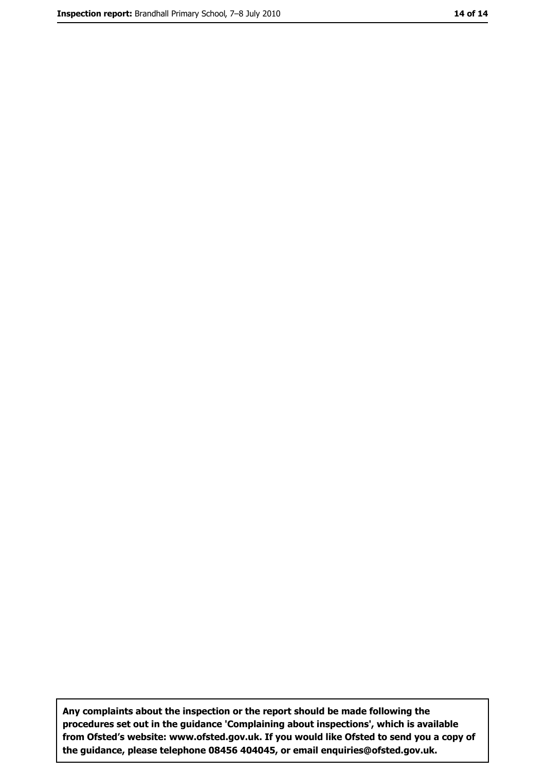**Any complaints about the inspection or the report should be made following the procedures set out in the guidance 'Complaining about inspections', which is available from Ofsted's website: www.ofsted.gov.uk. If you would like Ofsted to send you a copy of the guidance, please telephone 08456 404045, or email enquiries@ofsted.gov.uk.**